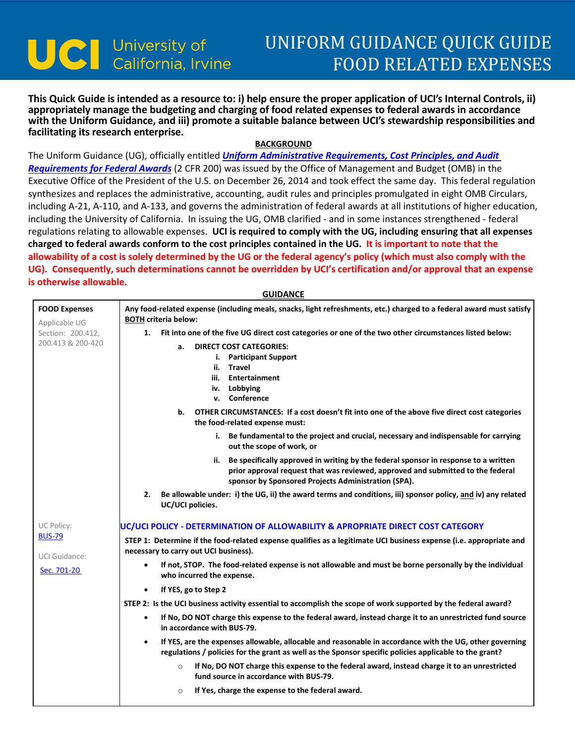# UCI University of California, Irvine

# UNIFORM GUIDANCE QUICK GUIDE FOOD RELATED EXPENSES

**This Quick Guide is intended as a resource to: i) help ensure the proper application of UCI's Internal Controls, ii) appropriately manage the budgeting and charging of food related expenses to federal awards in accordance with the Uniform Guidance, and iii) promote a suitable balance between UCI's stewardship responsibilities and facilitating its research enterprise.**

## BACKGROUND

The Uniform Guidance (UG), officially entitled ***Uniform Administrative Requirements, Cost Principles, and Audit Requirements for Federal Awards*** (2 CFR 200) was issued by the Office of Management and Budget (OMB) in the Executive Office of the President of the U.S. on December 26, 2014 and took effect the same day. This federal regulation synthesizes and replaces the administrative, accounting, audit rules and principles promulgated in eight OMB Circulars, including A-21, A-110, and A-133, and governs the administration of federal awards at all institutions of higher education, including the University of California. In issuing the UG, OMB clarified - and in some instances strengthened - federal regulations relating to allowable expenses. **UCI is required to comply with the UG, including ensuring that all expenses charged to federal awards conform to the cost principles contained in the UG. It is important to note that the allowability of a cost is solely determined by the UG or the federal agency's policy (which must also comply with the UG). Consequently, such determinations cannot be overridden by UCI's certification and/or approval that an expense is otherwise allowable.**

## GUIDANCE

| | |
|---|---|
| **FOOD Expenses**<br><br>Applicable UG Section: 200.412, 200.413 & 200-420 | **Any food-related expense (including meals, snacks, light refreshments, etc.) charged to a federal award must satisfy <u>BOTH</u> criteria below:**<br><br>**1. Fit into one of the five UG direct cost categories or one of the two other circumstances listed below:**<br><br>**a. DIRECT COST CATEGORIES:**<br>**i. Participant Support**<br>**ii. Travel**<br>**iii. Entertainment**<br>**iv. Lobbying**<br>**v. Conference**<br><br>**b. OTHER CIRCUMSTANCES: If a cost doesn't fit into one of the above five direct cost categories the food-related expense must:**<br><br>**i. Be fundamental to the project and crucial, necessary and indispensable for carrying out the scope of work, or**<br><br>**ii. Be specifically approved in writing by the federal sponsor in response to a written prior approval request that was reviewed, approved and submitted to the federal sponsor by Sponsored Projects Administration (SPA).**<br><br>**2. Be allowable under: i) the UG, ii) the award terms and conditions, iii) sponsor policy, <u>and</u> iv) any related UC/UCI policies.** |
| UC Policy:<br>BUS-79<br><br>UCI Guidance:<br>Sec. 701-20 | **UC/UCI POLICY - DETERMINATION OF ALLOWABILITY & APROPRIATE DIRECT COST CATEGORY**<br><br>**STEP 1: Determine if the food-related expense qualifies as a legitimate UCI business expense (i.e. appropriate and necessary to carry out UCI business).**<br><br>• **If not, STOP. The food-related expense is not allowable and must be borne personally by the individual who incurred the expense.**<br>• **If YES, go to Step 2**<br><br>**STEP 2: Is the UCI business activity essential to accomplish the scope of work supported by the federal award?**<br><br>• **If No, DO NOT charge this expense to the federal award, instead charge it to an unrestricted fund source in accordance with BUS-79.**<br>• **If YES, are the expenses allowable, allocable and reasonable in accordance with the UG, other governing regulations / policies for the grant as well as the Sponsor specific policies applicable to the grant?**<br>  ○ **If No, DO NOT charge this expense to the federal award, instead charge it to an unrestricted fund source in accordance with BUS-79.**<br>  ○ **If Yes, charge the expense to the federal award.** |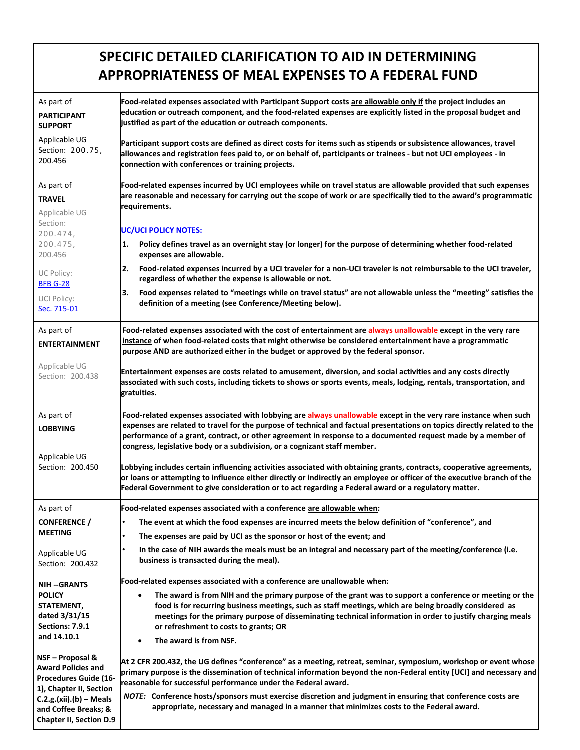# SPECIFIC DETAILED CLARIFICATION TO AID IN DETERMINING APPROPRIATENESS OF MEAL EXPENSES TO A FEDERAL FUND

| | |
|---|---|
| As part of<br>**PARTICIPANT SUPPORT**<br>Applicable UG Section: 200.75, 200.456 | **Food-related expenses associated with Participant Support costs <u>are allowable only if</u> the project includes an education or outreach component, <u>and</u> the food-related expenses are explicitly listed in the proposal budget and justified as part of the education or outreach components.**<br><br>**Participant support costs are defined as direct costs for items such as stipends or subsistence allowances, travel allowances and registration fees paid to, or on behalf of, participants or trainees - but not UCI employees - in connection with conferences or training projects.** |
| As part of<br>**TRAVEL**<br>Applicable UG Section: 200.474, 200.475, 200.456<br>UC Policy: BFB G-28<br>UCI Policy: Sec. 715-01 | **Food-related expenses incurred by UCI employees while on travel status are allowable provided that such expenses are reasonable and necessary for carrying out the scope of work or are specifically tied to the award's programmatic requirements.**<br><br>**UC/UCI POLICY NOTES:**<br>**1. Policy defines travel as an overnight stay (or longer) for the purpose of determining whether food-related expenses are allowable.**<br>**2. Food-related expenses incurred by a UCI traveler for a non-UCI traveler is not reimbursable to the UCI traveler, regardless of whether the expense is allowable or not.**<br>**3. Food expenses related to "meetings while on travel status" are not allowable unless the "meeting" satisfies the definition of a meeting (see Conference/Meeting below).** |
| As part of<br>**ENTERTAINMENT**<br>Applicable UG Section: 200.438 | **Food-related expenses associated with the cost of entertainment are <u>always unallowable</u> <u>except in the very rare instance</u> of when food-related costs that might otherwise be considered entertainment have a programmatic purpose <u>AND</u> are authorized either in the budget or approved by the federal sponsor.**<br><br>**Entertainment expenses are costs related to amusement, diversion, and social activities and any costs directly associated with such costs, including tickets to shows or sports events, meals, lodging, rentals, transportation, and gratuities.** |
| As part of<br>**LOBBYING**<br>Applicable UG Section: 200.450 | **Food-related expenses associated with lobbying are <u>always unallowable</u> <u>except in the very rare instance</u> when such expenses are related to travel for the purpose of technical and factual presentations on topics directly related to the performance of a grant, contract, or other agreement in response to a documented request made by a member of congress, legislative body or a subdivision, or a cognizant staff member.**<br><br>**Lobbying includes certain influencing activities associated with obtaining grants, contracts, cooperative agreements, or loans or attempting to influence either directly or indirectly an employee or officer of the executive branch of the Federal Government to give consideration or to act regarding a Federal award or a regulatory matter.** |
| As part of<br>**CONFERENCE / MEETING**<br>Applicable UG Section: 200.432<br>**NIH --GRANTS POLICY STATEMENT, dated 3/31/15 Sections: 7.9.1 and 14.10.1**<br>**NSF – Proposal & Award Policies and Procedures Guide (16-1), Chapter II, Section C.2.g.(xii).(b) – Meals and Coffee Breaks; & Chapter II, Section D.9** | **Food-related expenses associated with a conference <u>are allowable when</u>:**<br>• **The event at which the food expenses are incurred meets the below definition of "conference", <u>and</u>**<br>• **The expenses are paid by UCI as the sponsor or host of the event; <u>and</u>**<br>• **In the case of NIH awards the meals must be an integral and necessary part of the meeting/conference (i.e. business is transacted during the meal).**<br><br>**Food-related expenses associated with a conference are unallowable when:**<br>• **The award is from NIH and the primary purpose of the grant was to support a conference or meeting or the food is for recurring business meetings, such as staff meetings, which are being broadly considered as meetings for the primary purpose of disseminating technical information in order to justify charging meals or refreshment to costs to grants; OR**<br>• **The award is from NSF.**<br><br>**At 2 CFR 200.432, the UG defines "conference" as a meeting, retreat, seminar, symposium, workshop or event whose primary purpose is the dissemination of technical information beyond the non-Federal entity [UCI] and necessary and reasonable for successful performance under the Federal award.**<br>***NOTE:*** **Conference hosts/sponsors must exercise discretion and judgment in ensuring that conference costs are appropriate, necessary and managed in a manner that minimizes costs to the Federal award.** |